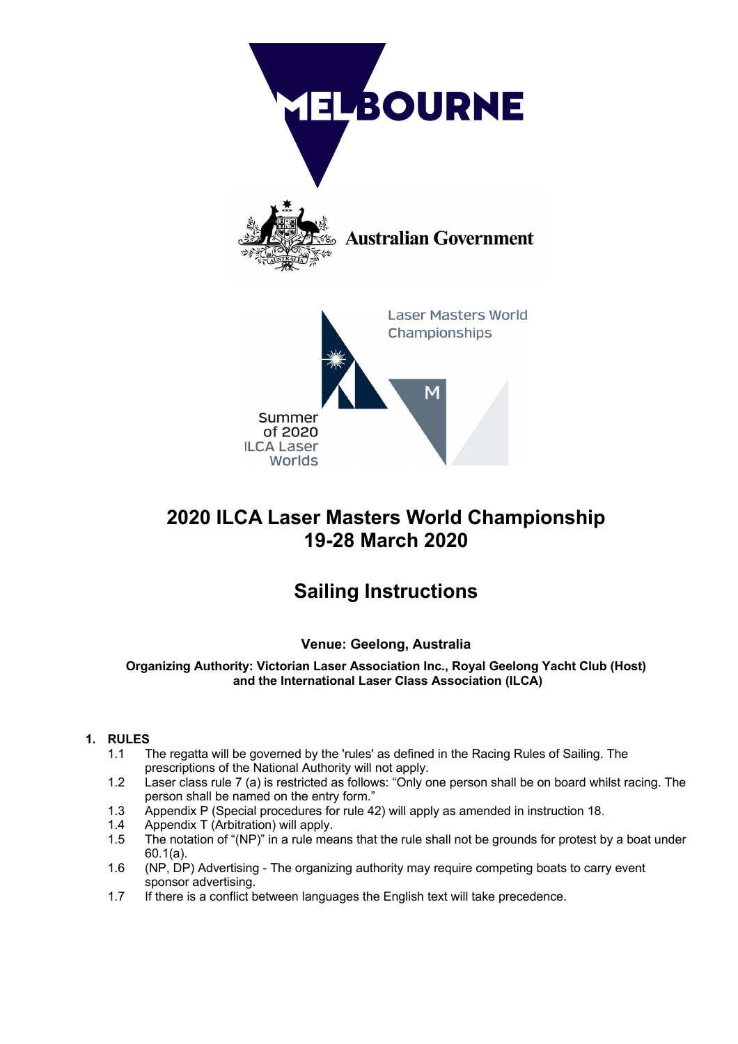# 2020 ILCA Laser Masters World Championship
# 19-28 March 2020

# Sailing Instructions

**Venue: Geelong, Australia**

**Organizing Authority: Victorian Laser Association Inc., Royal Geelong Yacht Club (Host) and the International Laser Class Association (ILCA)**

## 1. RULES

1.1 The regatta will be governed by the 'rules' as defined in the Racing Rules of Sailing. The prescriptions of the National Authority will not apply.

1.2 Laser class rule 7 (a) is restricted as follows: "Only one person shall be on board whilst racing. The person shall be named on the entry form."

1.3 Appendix P (Special procedures for rule 42) will apply as amended in instruction 18.

1.4 Appendix T (Arbitration) will apply.

1.5 The notation of "(NP)" in a rule means that the rule shall not be grounds for protest by a boat under 60.1(a).

1.6 (NP, DP) Advertising - The organizing authority may require competing boats to carry event sponsor advertising.

1.7 If there is a conflict between languages the English text will take precedence.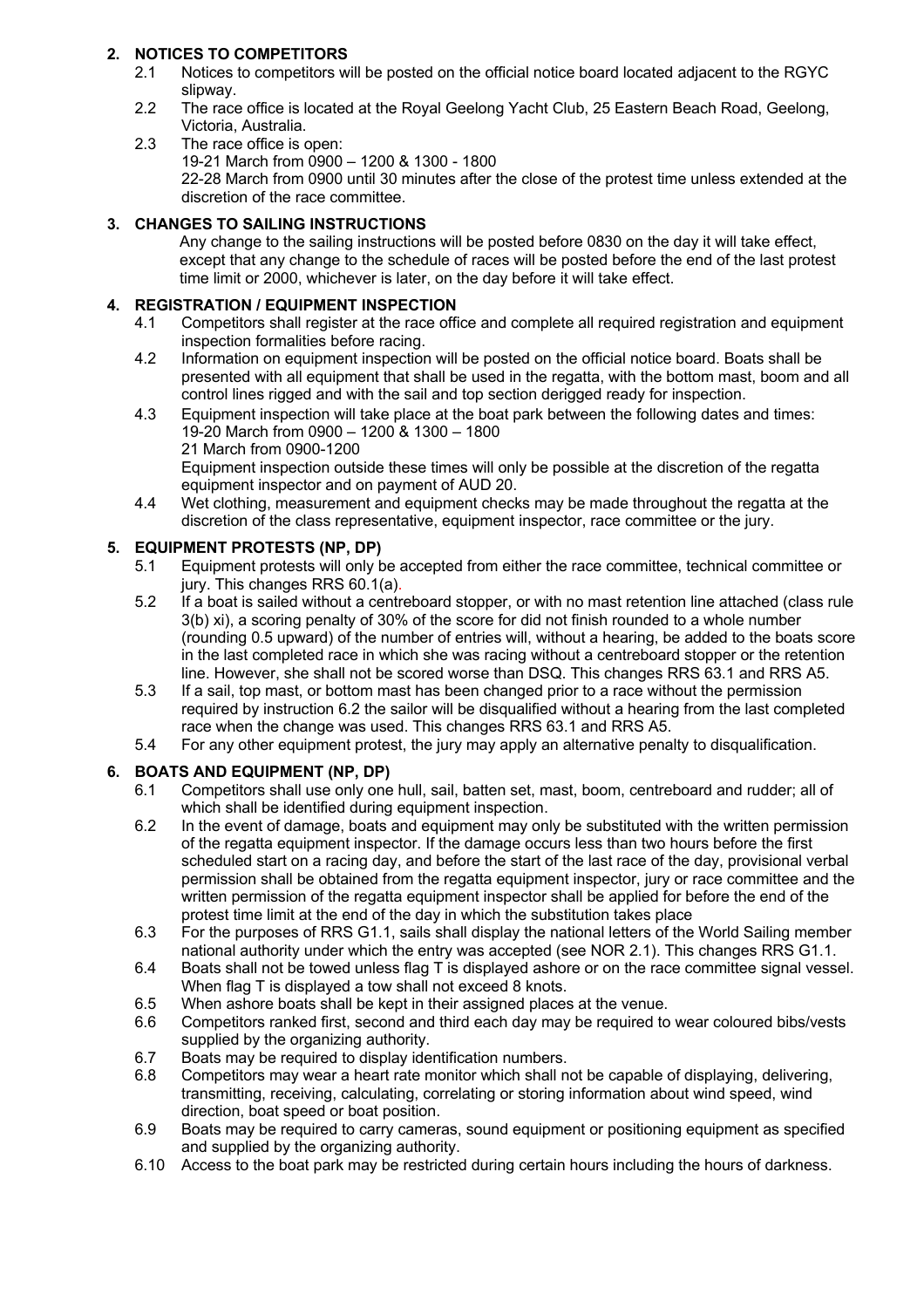## 2. NOTICES TO COMPETITORS

2.1 Notices to competitors will be posted on the official notice board located adjacent to the RGYC slipway.

2.2 The race office is located at the Royal Geelong Yacht Club, 25 Eastern Beach Road, Geelong, Victoria, Australia.

2.3 The race office is open:
19-21 March from 0900 – 1200 & 1300 - 1800
22-28 March from 0900 until 30 minutes after the close of the protest time unless extended at the discretion of the race committee.

## 3. CHANGES TO SAILING INSTRUCTIONS

Any change to the sailing instructions will be posted before 0830 on the day it will take effect, except that any change to the schedule of races will be posted before the end of the last protest time limit or 2000, whichever is later, on the day before it will take effect.

## 4. REGISTRATION / EQUIPMENT INSPECTION

4.1 Competitors shall register at the race office and complete all required registration and equipment inspection formalities before racing.

4.2 Information on equipment inspection will be posted on the official notice board. Boats shall be presented with all equipment that shall be used in the regatta, with the bottom mast, boom and all control lines rigged and with the sail and top section derigged ready for inspection.

4.3 Equipment inspection will take place at the boat park between the following dates and times:
19-20 March from 0900 – 1200 & 1300 – 1800
21 March from 0900-1200
Equipment inspection outside these times will only be possible at the discretion of the regatta equipment inspector and on payment of AUD 20.

4.4 Wet clothing, measurement and equipment checks may be made throughout the regatta at the discretion of the class representative, equipment inspector, race committee or the jury.

## 5. EQUIPMENT PROTESTS (NP, DP)

5.1 Equipment protests will only be accepted from either the race committee, technical committee or jury. This changes RRS 60.1(a).

5.2 If a boat is sailed without a centreboard stopper, or with no mast retention line attached (class rule 3(b) xi), a scoring penalty of 30% of the score for did not finish rounded to a whole number (rounding 0.5 upward) of the number of entries will, without a hearing, be added to the boats score in the last completed race in which she was racing without a centreboard stopper or the retention line. However, she shall not be scored worse than DSQ. This changes RRS 63.1 and RRS A5.

5.3 If a sail, top mast, or bottom mast has been changed prior to a race without the permission required by instruction 6.2 the sailor will be disqualified without a hearing from the last completed race when the change was used. This changes RRS 63.1 and RRS A5.

5.4 For any other equipment protest, the jury may apply an alternative penalty to disqualification.

## 6. BOATS AND EQUIPMENT (NP, DP)

6.1 Competitors shall use only one hull, sail, batten set, mast, boom, centreboard and rudder; all of which shall be identified during equipment inspection.

6.2 In the event of damage, boats and equipment may only be substituted with the written permission of the regatta equipment inspector. If the damage occurs less than two hours before the first scheduled start on a racing day, and before the start of the last race of the day, provisional verbal permission shall be obtained from the regatta equipment inspector, jury or race committee and the written permission of the regatta equipment inspector shall be applied for before the end of the protest time limit at the end of the day in which the substitution takes place

6.3 For the purposes of RRS G1.1, sails shall display the national letters of the World Sailing member national authority under which the entry was accepted (see NOR 2.1). This changes RRS G1.1.

6.4 Boats shall not be towed unless flag T is displayed ashore or on the race committee signal vessel. When flag T is displayed a tow shall not exceed 8 knots.

6.5 When ashore boats shall be kept in their assigned places at the venue.

6.6 Competitors ranked first, second and third each day may be required to wear coloured bibs/vests supplied by the organizing authority.

6.7 Boats may be required to display identification numbers.

6.8 Competitors may wear a heart rate monitor which shall not be capable of displaying, delivering, transmitting, receiving, calculating, correlating or storing information about wind speed, wind direction, boat speed or boat position.

6.9 Boats may be required to carry cameras, sound equipment or positioning equipment as specified and supplied by the organizing authority.

6.10 Access to the boat park may be restricted during certain hours including the hours of darkness.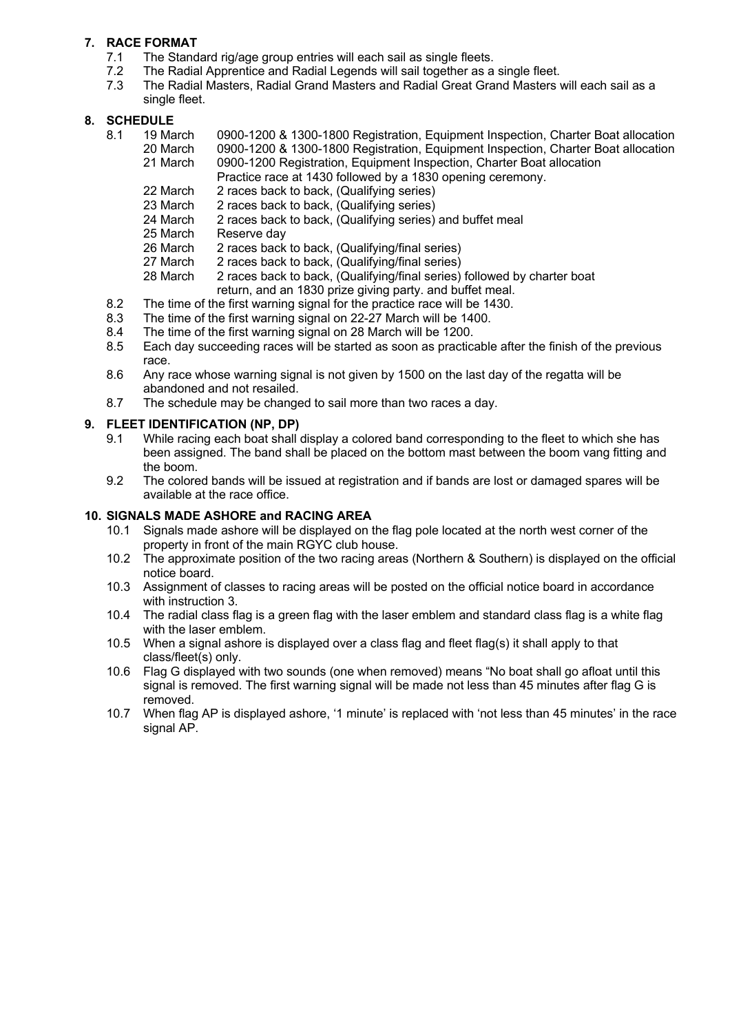## 7. RACE FORMAT

7.1 The Standard rig/age group entries will each sail as single fleets.

7.2 The Radial Apprentice and Radial Legends will sail together as a single fleet.

7.3 The Radial Masters, Radial Grand Masters and Radial Great Grand Masters will each sail as a single fleet.

## 8. SCHEDULE

8.1

| | |
|---|---|
| 19 March | 0900-1200 & 1300-1800 Registration, Equipment Inspection, Charter Boat allocation |
| 20 March | 0900-1200 & 1300-1800 Registration, Equipment Inspection, Charter Boat allocation |
| 21 March | 0900-1200 Registration, Equipment Inspection, Charter Boat allocation<br>Practice race at 1430 followed by a 1830 opening ceremony. |
| 22 March | 2 races back to back, (Qualifying series) |
| 23 March | 2 races back to back, (Qualifying series) |
| 24 March | 2 races back to back, (Qualifying series) and buffet meal |
| 25 March | Reserve day |
| 26 March | 2 races back to back, (Qualifying/final series) |
| 27 March | 2 races back to back, (Qualifying/final series) |
| 28 March | 2 races back to back, (Qualifying/final series) followed by charter boat return, and an 1830 prize giving party. and buffet meal. |

8.2 The time of the first warning signal for the practice race will be 1430.

8.3 The time of the first warning signal on 22-27 March will be 1400.

8.4 The time of the first warning signal on 28 March will be 1200.

8.5 Each day succeeding races will be started as soon as practicable after the finish of the previous race.

8.6 Any race whose warning signal is not given by 1500 on the last day of the regatta will be abandoned and not resailed.

8.7 The schedule may be changed to sail more than two races a day.

## 9. FLEET IDENTIFICATION (NP, DP)

9.1 While racing each boat shall display a colored band corresponding to the fleet to which she has been assigned. The band shall be placed on the bottom mast between the boom vang fitting and the boom.

9.2 The colored bands will be issued at registration and if bands are lost or damaged spares will be available at the race office.

## 10. SIGNALS MADE ASHORE and RACING AREA

10.1 Signals made ashore will be displayed on the flag pole located at the north west corner of the property in front of the main RGYC club house.

10.2 The approximate position of the two racing areas (Northern & Southern) is displayed on the official notice board.

10.3 Assignment of classes to racing areas will be posted on the official notice board in accordance with instruction 3.

10.4 The radial class flag is a green flag with the laser emblem and standard class flag is a white flag with the laser emblem.

10.5 When a signal ashore is displayed over a class flag and fleet flag(s) it shall apply to that class/fleet(s) only.

10.6 Flag G displayed with two sounds (one when removed) means "No boat shall go afloat until this signal is removed. The first warning signal will be made not less than 45 minutes after flag G is removed.

10.7 When flag AP is displayed ashore, '1 minute' is replaced with 'not less than 45 minutes' in the race signal AP.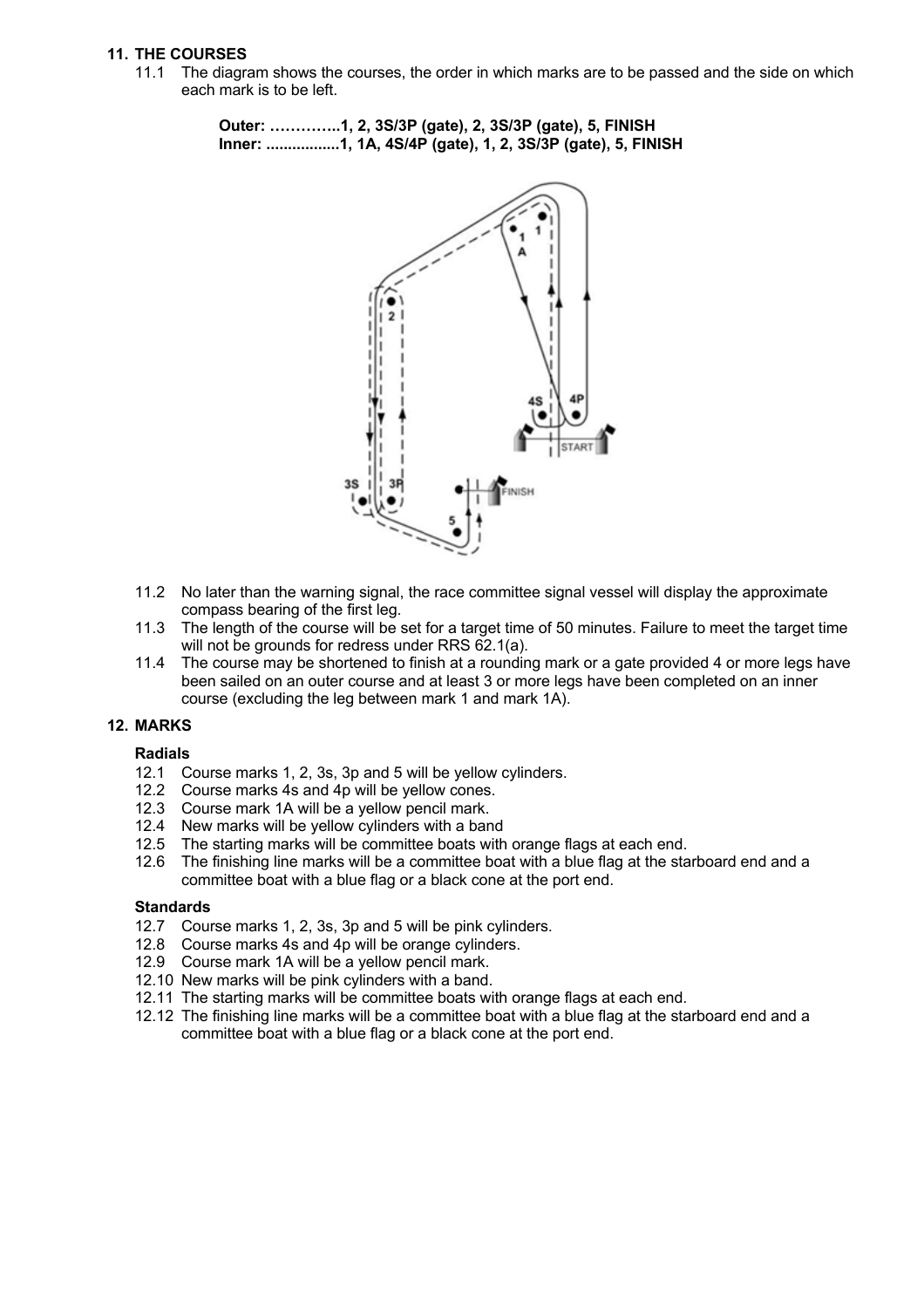## 11. THE COURSES

11.1 The diagram shows the courses, the order in which marks are to be passed and the side on which each mark is to be left.

**Outer: …………..1, 2, 3S/3P (gate), 2, 3S/3P (gate), 5, FINISH**
**Inner: .................1, 1A, 4S/4P (gate), 1, 2, 3S/3P (gate), 5, FINISH**

11.2 No later than the warning signal, the race committee signal vessel will display the approximate compass bearing of the first leg.

11.3 The length of the course will be set for a target time of 50 minutes. Failure to meet the target time will not be grounds for redress under RRS 62.1(a).

11.4 The course may be shortened to finish at a rounding mark or a gate provided 4 or more legs have been sailed on an outer course and at least 3 or more legs have been completed on an inner course (excluding the leg between mark 1 and mark 1A).

## 12. MARKS

### Radials

12.1 Course marks 1, 2, 3s, 3p and 5 will be yellow cylinders.

12.2 Course marks 4s and 4p will be yellow cones.

12.3 Course mark 1A will be a yellow pencil mark.

12.4 New marks will be yellow cylinders with a band

12.5 The starting marks will be committee boats with orange flags at each end.

12.6 The finishing line marks will be a committee boat with a blue flag at the starboard end and a committee boat with a blue flag or a black cone at the port end.

### Standards

12.7 Course marks 1, 2, 3s, 3p and 5 will be pink cylinders.

12.8 Course marks 4s and 4p will be orange cylinders.

12.9 Course mark 1A will be a yellow pencil mark.

12.10 New marks will be pink cylinders with a band.

12.11 The starting marks will be committee boats with orange flags at each end.

12.12 The finishing line marks will be a committee boat with a blue flag at the starboard end and a committee boat with a blue flag or a black cone at the port end.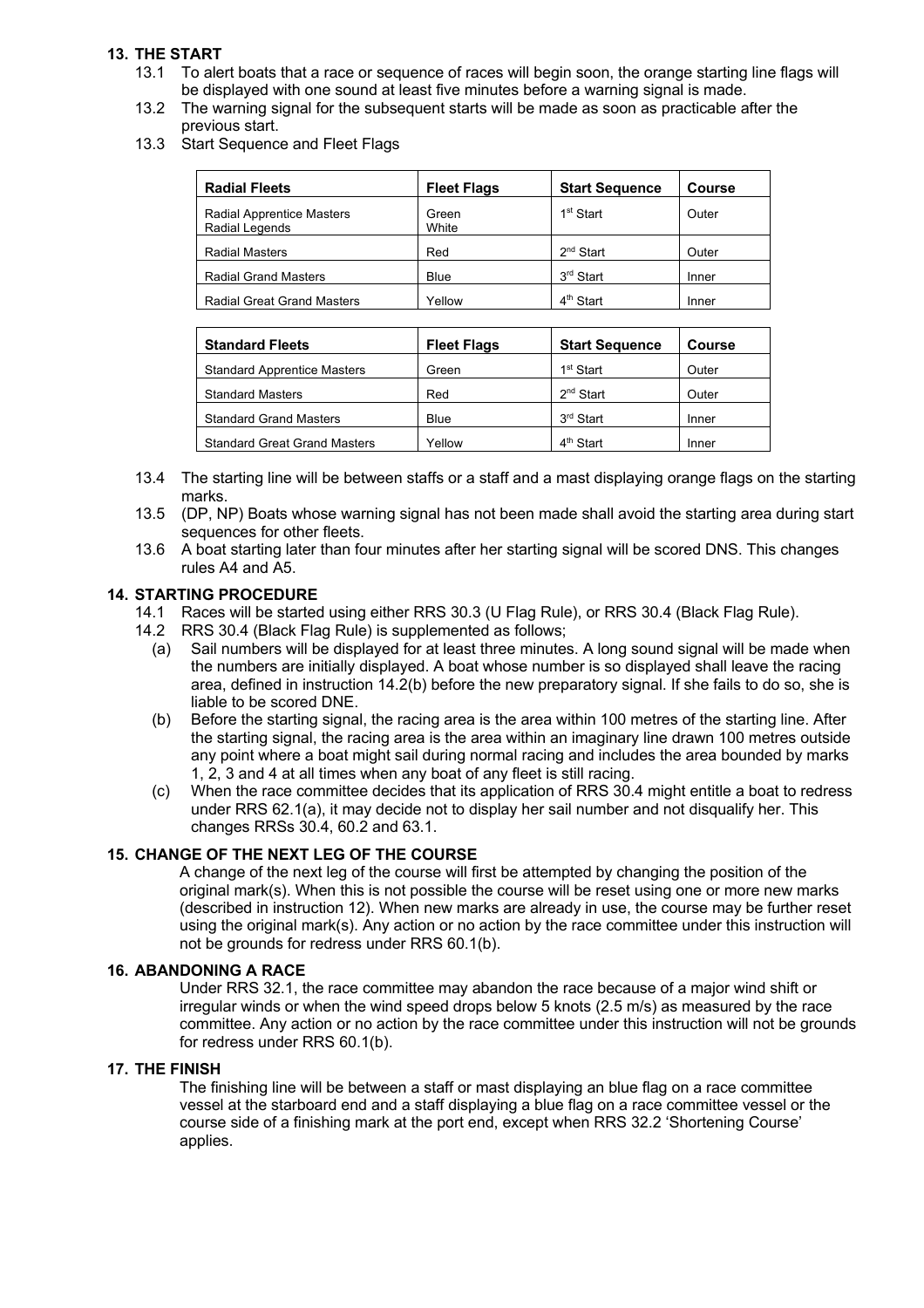## 13. THE START

13.1 To alert boats that a race or sequence of races will begin soon, the orange starting line flags will be displayed with one sound at least five minutes before a warning signal is made.

13.2 The warning signal for the subsequent starts will be made as soon as practicable after the previous start.

13.3 Start Sequence and Fleet Flags

| Radial Fleets | Fleet Flags | Start Sequence | Course |
|---|---|---|---|
| Radial Apprentice Masters<br>Radial Legends | Green<br>White | 1st Start | Outer |
| Radial Masters | Red | 2nd Start | Outer |
| Radial Grand Masters | Blue | 3rd Start | Inner |
| Radial Great Grand Masters | Yellow | 4th Start | Inner |

| Standard Fleets | Fleet Flags | Start Sequence | Course |
|---|---|---|---|
| Standard Apprentice Masters | Green | 1st Start | Outer |
| Standard Masters | Red | 2nd Start | Outer |
| Standard Grand Masters | Blue | 3rd Start | Inner |
| Standard Great Grand Masters | Yellow | 4th Start | Inner |

13.4 The starting line will be between staffs or a staff and a mast displaying orange flags on the starting marks.

13.5 (DP, NP) Boats whose warning signal has not been made shall avoid the starting area during start sequences for other fleets.

13.6 A boat starting later than four minutes after her starting signal will be scored DNS. This changes rules A4 and A5.

## 14. STARTING PROCEDURE

14.1 Races will be started using either RRS 30.3 (U Flag Rule), or RRS 30.4 (Black Flag Rule).

14.2 RRS 30.4 (Black Flag Rule) is supplemented as follows;

(a) Sail numbers will be displayed for at least three minutes. A long sound signal will be made when the numbers are initially displayed. A boat whose number is so displayed shall leave the racing area, defined in instruction 14.2(b) before the new preparatory signal. If she fails to do so, she is liable to be scored DNE.

(b) Before the starting signal, the racing area is the area within 100 metres of the starting line. After the starting signal, the racing area is the area within an imaginary line drawn 100 metres outside any point where a boat might sail during normal racing and includes the area bounded by marks 1, 2, 3 and 4 at all times when any boat of any fleet is still racing.

(c) When the race committee decides that its application of RRS 30.4 might entitle a boat to redress under RRS 62.1(a), it may decide not to display her sail number and not disqualify her. This changes RRSs 30.4, 60.2 and 63.1.

## 15. CHANGE OF THE NEXT LEG OF THE COURSE

A change of the next leg of the course will first be attempted by changing the position of the original mark(s). When this is not possible the course will be reset using one or more new marks (described in instruction 12). When new marks are already in use, the course may be further reset using the original mark(s). Any action or no action by the race committee under this instruction will not be grounds for redress under RRS 60.1(b).

## 16. ABANDONING A RACE

Under RRS 32.1, the race committee may abandon the race because of a major wind shift or irregular winds or when the wind speed drops below 5 knots (2.5 m/s) as measured by the race committee. Any action or no action by the race committee under this instruction will not be grounds for redress under RRS 60.1(b).

## 17. THE FINISH

The finishing line will be between a staff or mast displaying an blue flag on a race committee vessel at the starboard end and a staff displaying a blue flag on a race committee vessel or the course side of a finishing mark at the port end, except when RRS 32.2 'Shortening Course' applies.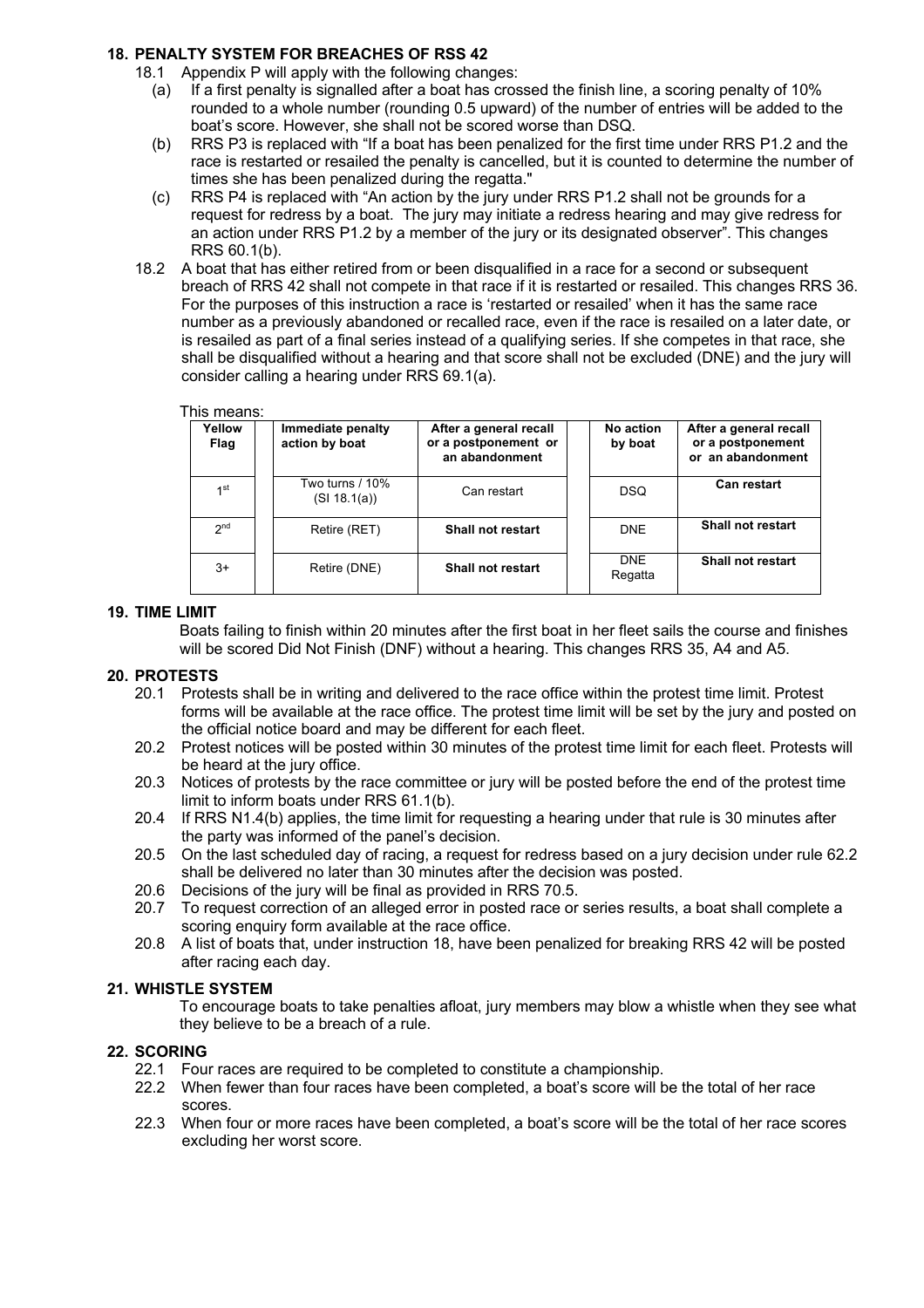## 18. PENALTY SYSTEM FOR BREACHES OF RSS 42

18.1 Appendix P will apply with the following changes:

(a) If a first penalty is signalled after a boat has crossed the finish line, a scoring penalty of 10% rounded to a whole number (rounding 0.5 upward) of the number of entries will be added to the boat's score. However, she shall not be scored worse than DSQ.

(b) RRS P3 is replaced with "If a boat has been penalized for the first time under RRS P1.2 and the race is restarted or resailed the penalty is cancelled, but it is counted to determine the number of times she has been penalized during the regatta."

(c) RRS P4 is replaced with "An action by the jury under RRS P1.2 shall not be grounds for a request for redress by a boat. The jury may initiate a redress hearing and may give redress for an action under RRS P1.2 by a member of the jury or its designated observer". This changes RRS 60.1(b).

18.2 A boat that has either retired from or been disqualified in a race for a second or subsequent breach of RRS 42 shall not compete in that race if it is restarted or resailed. This changes RRS 36. For the purposes of this instruction a race is 'restarted or resailed' when it has the same race number as a previously abandoned or recalled race, even if the race is resailed on a later date, or is resailed as part of a final series instead of a qualifying series. If she competes in that race, she shall be disqualified without a hearing and that score shall not be excluded (DNE) and the jury will consider calling a hearing under RRS 69.1(a).

This means:

| Yellow Flag | | Immediate penalty action by boat | After a general recall or a postponement or an abandonment | | No action by boat | After a general recall or a postponement or an abandonment |
|---|---|---|---|---|---|---|
| 1st | | Two turns / 10% (SI 18.1(a)) | Can restart | | DSQ | **Can restart** |
| 2nd | | Retire (RET) | **Shall not restart** | | DNE | **Shall not restart** |
| 3+ | | Retire (DNE) | **Shall not restart** | | DNE Regatta | **Shall not restart** |

## 19. TIME LIMIT

Boats failing to finish within 20 minutes after the first boat in her fleet sails the course and finishes will be scored Did Not Finish (DNF) without a hearing. This changes RRS 35, A4 and A5.

## 20. PROTESTS

20.1 Protests shall be in writing and delivered to the race office within the protest time limit. Protest forms will be available at the race office. The protest time limit will be set by the jury and posted on the official notice board and may be different for each fleet.

20.2 Protest notices will be posted within 30 minutes of the protest time limit for each fleet. Protests will be heard at the jury office.

20.3 Notices of protests by the race committee or jury will be posted before the end of the protest time limit to inform boats under RRS 61.1(b).

20.4 If RRS N1.4(b) applies, the time limit for requesting a hearing under that rule is 30 minutes after the party was informed of the panel's decision.

20.5 On the last scheduled day of racing, a request for redress based on a jury decision under rule 62.2 shall be delivered no later than 30 minutes after the decision was posted.

20.6 Decisions of the jury will be final as provided in RRS 70.5.

20.7 To request correction of an alleged error in posted race or series results, a boat shall complete a scoring enquiry form available at the race office.

20.8 A list of boats that, under instruction 18, have been penalized for breaking RRS 42 will be posted after racing each day.

## 21. WHISTLE SYSTEM

To encourage boats to take penalties afloat, jury members may blow a whistle when they see what they believe to be a breach of a rule.

## 22. SCORING

22.1 Four races are required to be completed to constitute a championship.

22.2 When fewer than four races have been completed, a boat's score will be the total of her race scores.

22.3 When four or more races have been completed, a boat's score will be the total of her race scores excluding her worst score.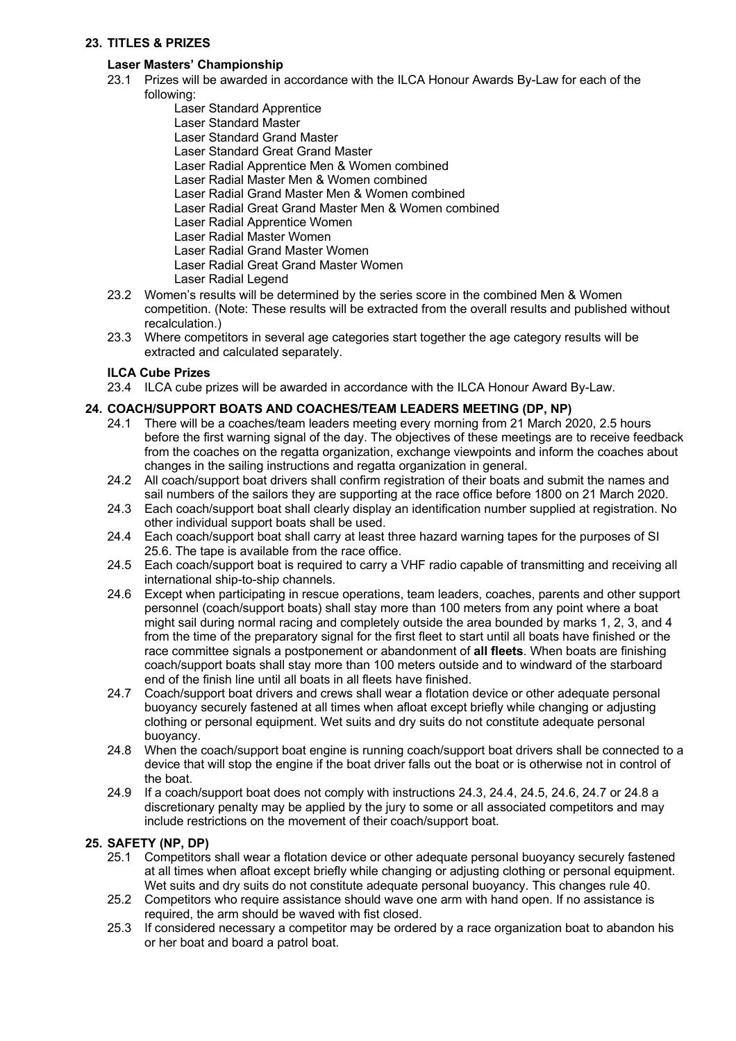## 23. TITLES & PRIZES

### Laser Masters' Championship

23.1 Prizes will be awarded in accordance with the ILCA Honour Awards By-Law for each of the following:

- Laser Standard Apprentice
- Laser Standard Master
- Laser Standard Grand Master
- Laser Standard Great Grand Master
- Laser Radial Apprentice Men & Women combined
- Laser Radial Master Men & Women combined
- Laser Radial Grand Master Men & Women combined
- Laser Radial Great Grand Master Men & Women combined
- Laser Radial Apprentice Women
- Laser Radial Master Women
- Laser Radial Grand Master Women
- Laser Radial Great Grand Master Women
- Laser Radial Legend

23.2 Women's results will be determined by the series score in the combined Men & Women competition. (Note: These results will be extracted from the overall results and published without recalculation.)

23.3 Where competitors in several age categories start together the age category results will be extracted and calculated separately.

### ILCA Cube Prizes

23.4 ILCA cube prizes will be awarded in accordance with the ILCA Honour Award By-Law.

## 24. COACH/SUPPORT BOATS AND COACHES/TEAM LEADERS MEETING (DP, NP)

24.1 There will be a coaches/team leaders meeting every morning from 21 March 2020, 2.5 hours before the first warning signal of the day. The objectives of these meetings are to receive feedback from the coaches on the regatta organization, exchange viewpoints and inform the coaches about changes in the sailing instructions and regatta organization in general.

24.2 All coach/support boat drivers shall confirm registration of their boats and submit the names and sail numbers of the sailors they are supporting at the race office before 1800 on 21 March 2020.

24.3 Each coach/support boat shall clearly display an identification number supplied at registration. No other individual support boats shall be used.

24.4 Each coach/support boat shall carry at least three hazard warning tapes for the purposes of SI 25.6. The tape is available from the race office.

24.5 Each coach/support boat is required to carry a VHF radio capable of transmitting and receiving all international ship-to-ship channels.

24.6 Except when participating in rescue operations, team leaders, coaches, parents and other support personnel (coach/support boats) shall stay more than 100 meters from any point where a boat might sail during normal racing and completely outside the area bounded by marks 1, 2, 3, and 4 from the time of the preparatory signal for the first fleet to start until all boats have finished or the race committee signals a postponement or abandonment of **all fleets**. When boats are finishing coach/support boats shall stay more than 100 meters outside and to windward of the starboard end of the finish line until all boats in all fleets have finished.

24.7 Coach/support boat drivers and crews shall wear a flotation device or other adequate personal buoyancy securely fastened at all times when afloat except briefly while changing or adjusting clothing or personal equipment. Wet suits and dry suits do not constitute adequate personal buoyancy.

24.8 When the coach/support boat engine is running coach/support boat drivers shall be connected to a device that will stop the engine if the boat driver falls out the boat or is otherwise not in control of the boat.

24.9 If a coach/support boat does not comply with instructions 24.3, 24.4, 24.5, 24.6, 24.7 or 24.8 a discretionary penalty may be applied by the jury to some or all associated competitors and may include restrictions on the movement of their coach/support boat.

## 25. SAFETY (NP, DP)

25.1 Competitors shall wear a flotation device or other adequate personal buoyancy securely fastened at all times when afloat except briefly while changing or adjusting clothing or personal equipment. Wet suits and dry suits do not constitute adequate personal buoyancy. This changes rule 40.

25.2 Competitors who require assistance should wave one arm with hand open. If no assistance is required, the arm should be waved with fist closed.

25.3 If considered necessary a competitor may be ordered by a race organization boat to abandon his or her boat and board a patrol boat.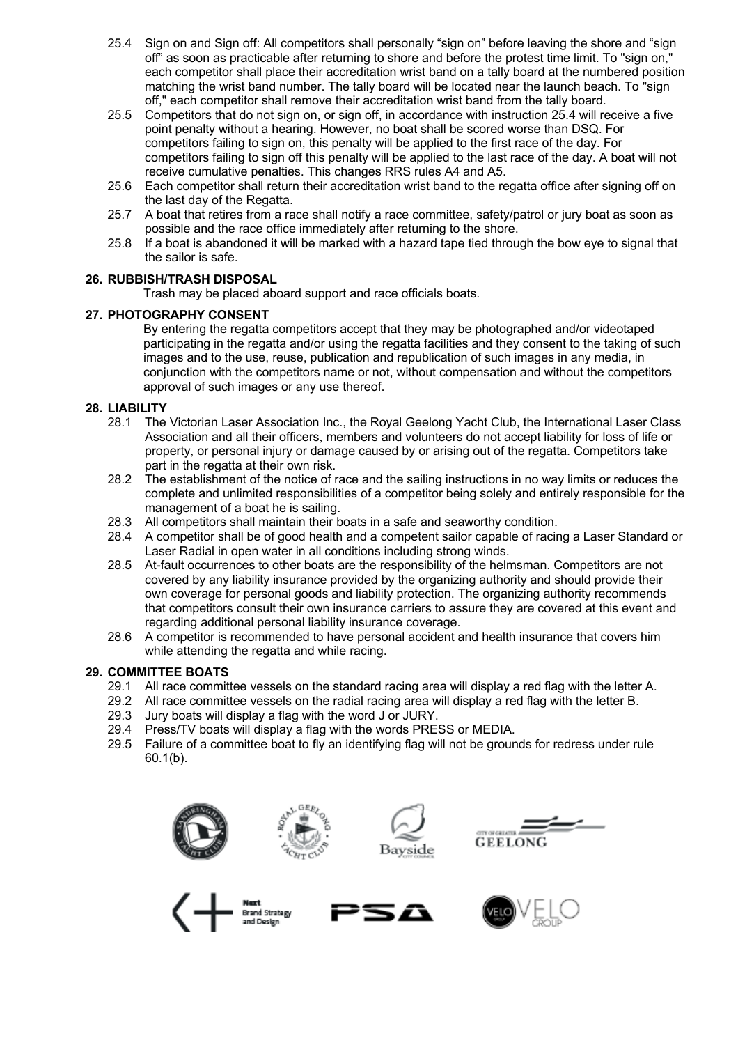25.4 Sign on and Sign off: All competitors shall personally "sign on" before leaving the shore and "sign off" as soon as practicable after returning to shore and before the protest time limit. To "sign on," each competitor shall place their accreditation wrist band on a tally board at the numbered position matching the wrist band number. The tally board will be located near the launch beach. To "sign off," each competitor shall remove their accreditation wrist band from the tally board.

25.5 Competitors that do not sign on, or sign off, in accordance with instruction 25.4 will receive a five point penalty without a hearing. However, no boat shall be scored worse than DSQ. For competitors failing to sign on, this penalty will be applied to the first race of the day. For competitors failing to sign off this penalty will be applied to the last race of the day. A boat will not receive cumulative penalties. This changes RRS rules A4 and A5.

25.6 Each competitor shall return their accreditation wrist band to the regatta office after signing off on the last day of the Regatta.

25.7 A boat that retires from a race shall notify a race committee, safety/patrol or jury boat as soon as possible and the race office immediately after returning to the shore.

25.8 If a boat is abandoned it will be marked with a hazard tape tied through the bow eye to signal that the sailor is safe.

## 26. RUBBISH/TRASH DISPOSAL

Trash may be placed aboard support and race officials boats.

## 27. PHOTOGRAPHY CONSENT

By entering the regatta competitors accept that they may be photographed and/or videotaped participating in the regatta and/or using the regatta facilities and they consent to the taking of such images and to the use, reuse, publication and republication of such images in any media, in conjunction with the competitors name or not, without compensation and without the competitors approval of such images or any use thereof.

## 28. LIABILITY

28.1 The Victorian Laser Association Inc., the Royal Geelong Yacht Club, the International Laser Class Association and all their officers, members and volunteers do not accept liability for loss of life or property, or personal injury or damage caused by or arising out of the regatta. Competitors take part in the regatta at their own risk.

28.2 The establishment of the notice of race and the sailing instructions in no way limits or reduces the complete and unlimited responsibilities of a competitor being solely and entirely responsible for the management of a boat he is sailing.

28.3 All competitors shall maintain their boats in a safe and seaworthy condition.

28.4 A competitor shall be of good health and a competent sailor capable of racing a Laser Standard or Laser Radial in open water in all conditions including strong winds.

28.5 At-fault occurrences to other boats are the responsibility of the helmsman. Competitors are not covered by any liability insurance provided by the organizing authority and should provide their own coverage for personal goods and liability protection. The organizing authority recommends that competitors consult their own insurance carriers to assure they are covered at this event and regarding additional personal liability insurance coverage.

28.6 A competitor is recommended to have personal accident and health insurance that covers him while attending the regatta and while racing.

## 29. COMMITTEE BOATS

29.1 All race committee vessels on the standard racing area will display a red flag with the letter A.

29.2 All race committee vessels on the radial racing area will display a red flag with the letter B.

29.3 Jury boats will display a flag with the word J or JURY.

29.4 Press/TV boats will display a flag with the words PRESS or MEDIA.

29.5 Failure of a committee boat to fly an identifying flag will not be grounds for redress under rule 60.1(b).